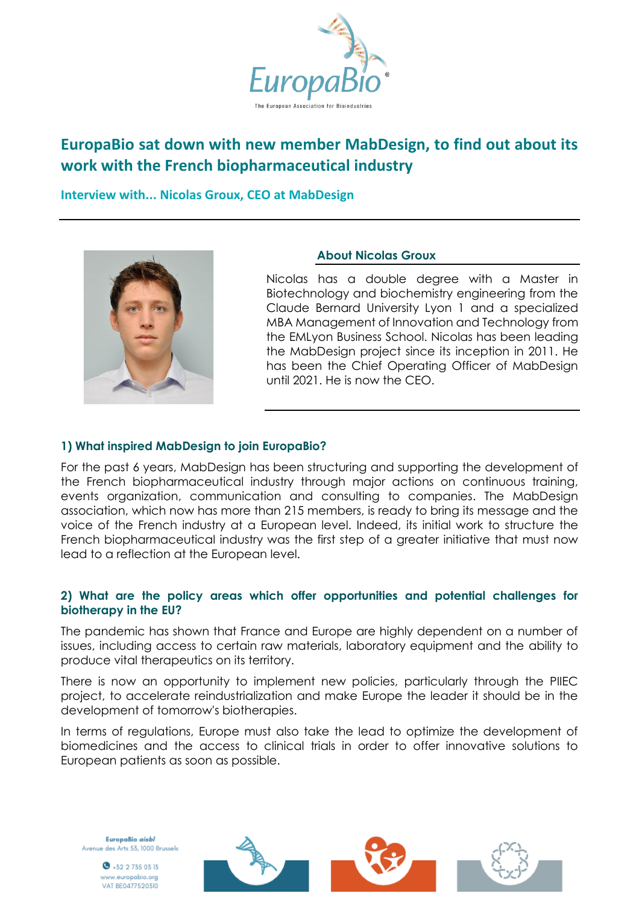# EuropaBio sat down with new member MabDesign, to find out about its work with the French biopharmaceutical industry

**Interview with... Nicolas Groux, CEO at MabDesign**

## About Nicolas Groux

Nicolas has a double degree with a Master in Biotechnology and biochemistry engineering from the Claude Bernard University Lyon 1 and a specialized MBA Management of Innovation and Technology from the EMLyon Business School. Nicolas has been leading the MabDesign project since its inception in 2011. He has been the Chief Operating Officer of MabDesign until 2021. He is now the CEO.

### 1) What inspired MabDesign to join EuropaBio?

For the past 6 years, MabDesign has been structuring and supporting the development of the French biopharmaceutical industry through major actions on continuous training, events organization, communication and consulting to companies. The MabDesign association, which now has more than 215 members, is ready to bring its message and the voice of the French industry at a European level. Indeed, its initial work to structure the French biopharmaceutical industry was the first step of a greater initiative that must now lead to a reflection at the European level.

### 2) What are the policy areas which offer opportunities and potential challenges for biotherapy in the EU?

The pandemic has shown that France and Europe are highly dependent on a number of issues, including access to certain raw materials, laboratory equipment and the ability to produce vital therapeutics on its territory.

There is now an opportunity to implement new policies, particularly through the PIIEC project, to accelerate reindustrialization and make Europe the leader it should be in the development of tomorrow's biotherapies.

In terms of regulations, Europe must also take the lead to optimize the development of biomedicines and the access to clinical trials in order to offer innovative solutions to European patients as soon as possible.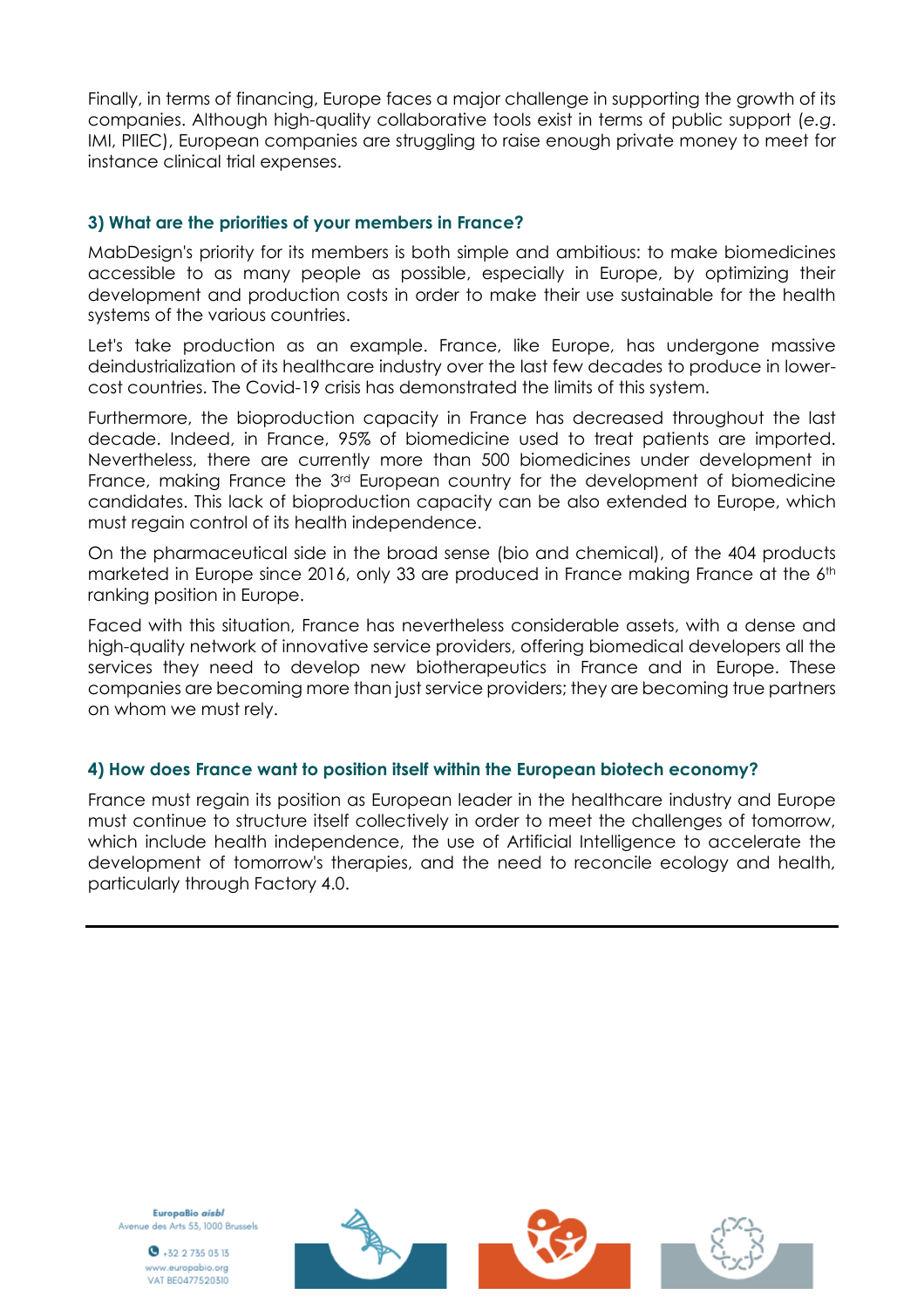Finally, in terms of financing, Europe faces a major challenge in supporting the growth of its companies. Although high-quality collaborative tools exist in terms of public support (*e.g*. IMI, PIIEC), European companies are struggling to raise enough private money to meet for instance clinical trial expenses.

### 3) What are the priorities of your members in France?

MabDesign's priority for its members is both simple and ambitious: to make biomedicines accessible to as many people as possible, especially in Europe, by optimizing their development and production costs in order to make their use sustainable for the health systems of the various countries.

Let's take production as an example. France, like Europe, has undergone massive deindustrialization of its healthcare industry over the last few decades to produce in lower-cost countries. The Covid-19 crisis has demonstrated the limits of this system.

Furthermore, the bioproduction capacity in France has decreased throughout the last decade. Indeed, in France, 95% of biomedicine used to treat patients are imported. Nevertheless, there are currently more than 500 biomedicines under development in France, making France the 3rd European country for the development of biomedicine candidates. This lack of bioproduction capacity can be also extended to Europe, which must regain control of its health independence.

On the pharmaceutical side in the broad sense (bio and chemical), of the 404 products marketed in Europe since 2016, only 33 are produced in France making France at the 6th ranking position in Europe.

Faced with this situation, France has nevertheless considerable assets, with a dense and high-quality network of innovative service providers, offering biomedical developers all the services they need to develop new biotherapeutics in France and in Europe. These companies are becoming more than just service providers; they are becoming true partners on whom we must rely.

### 4) How does France want to position itself within the European biotech economy?

France must regain its position as European leader in the healthcare industry and Europe must continue to structure itself collectively in order to meet the challenges of tomorrow, which include health independence, the use of Artificial Intelligence to accelerate the development of tomorrow's therapies, and the need to reconcile ecology and health, particularly through Factory 4.0.

---

EuropaBio *aisbl*
Avenue des Arts 53, 1000 Brussels

+32 2 735 03 13
www.europabio.org
VAT BE0477520310